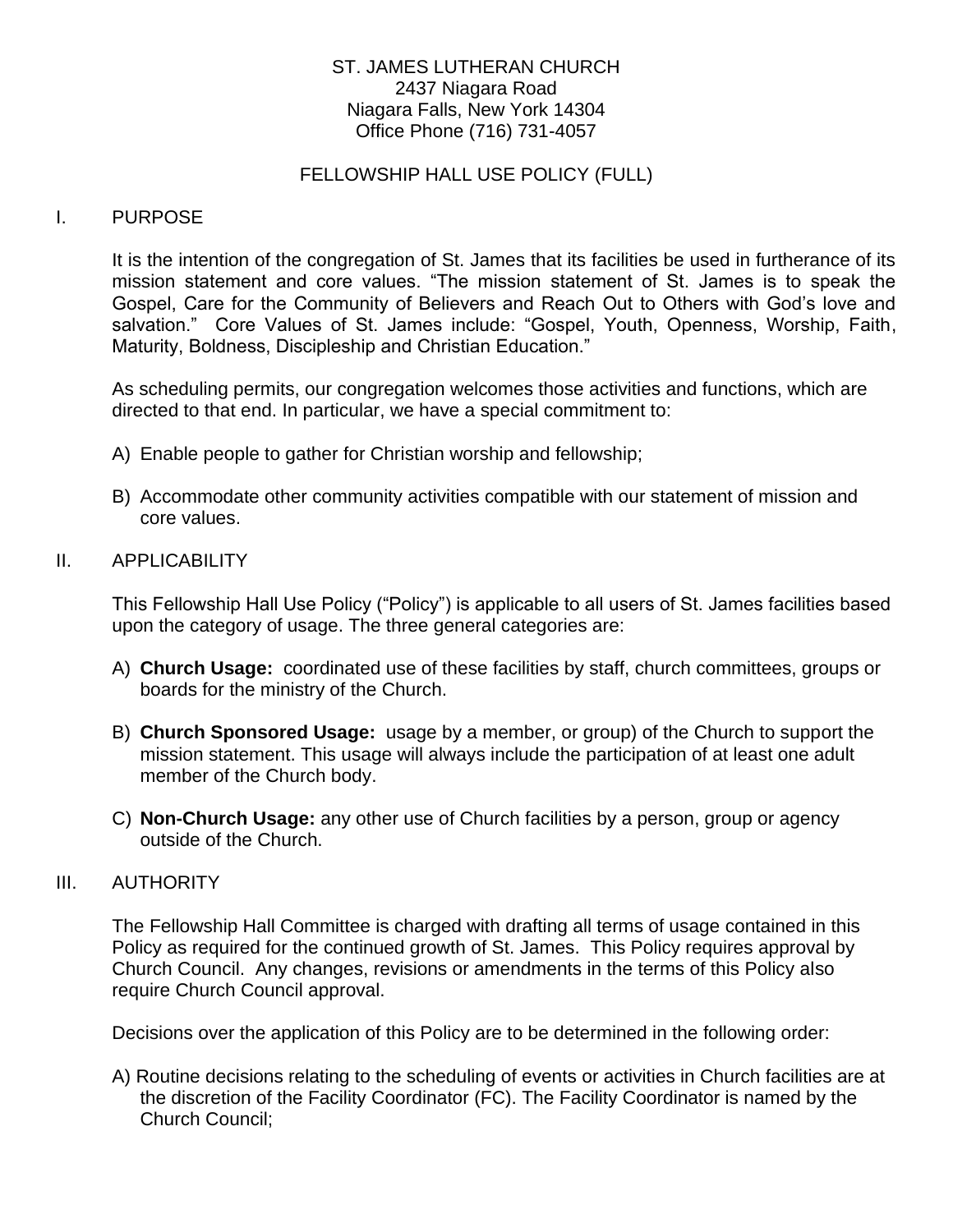ST. JAMES LUTHERAN CHURCH
2437 Niagara Road
Niagara Falls, New York 14304
Office Phone (716) 731-4057

# FELLOWSHIP HALL USE POLICY (FULL)

## I. PURPOSE

It is the intention of the congregation of St. James that its facilities be used in furtherance of its mission statement and core values. "The mission statement of St. James is to speak the Gospel, Care for the Community of Believers and Reach Out to Others with God's love and salvation." Core Values of St. James include: "Gospel, Youth, Openness, Worship, Faith, Maturity, Boldness, Discipleship and Christian Education."

As scheduling permits, our congregation welcomes those activities and functions, which are directed to that end. In particular, we have a special commitment to:

A) Enable people to gather for Christian worship and fellowship;

B) Accommodate other community activities compatible with our statement of mission and core values.

## II. APPLICABILITY

This Fellowship Hall Use Policy ("Policy") is applicable to all users of St. James facilities based upon the category of usage. The three general categories are:

A) **Church Usage:** coordinated use of these facilities by staff, church committees, groups or boards for the ministry of the Church.

B) **Church Sponsored Usage:** usage by a member, or group) of the Church to support the mission statement. This usage will always include the participation of at least one adult member of the Church body.

C) **Non-Church Usage:** any other use of Church facilities by a person, group or agency outside of the Church.

## III. AUTHORITY

The Fellowship Hall Committee is charged with drafting all terms of usage contained in this Policy as required for the continued growth of St. James. This Policy requires approval by Church Council. Any changes, revisions or amendments in the terms of this Policy also require Church Council approval.

Decisions over the application of this Policy are to be determined in the following order:

A) Routine decisions relating to the scheduling of events or activities in Church facilities are at the discretion of the Facility Coordinator (FC). The Facility Coordinator is named by the Church Council;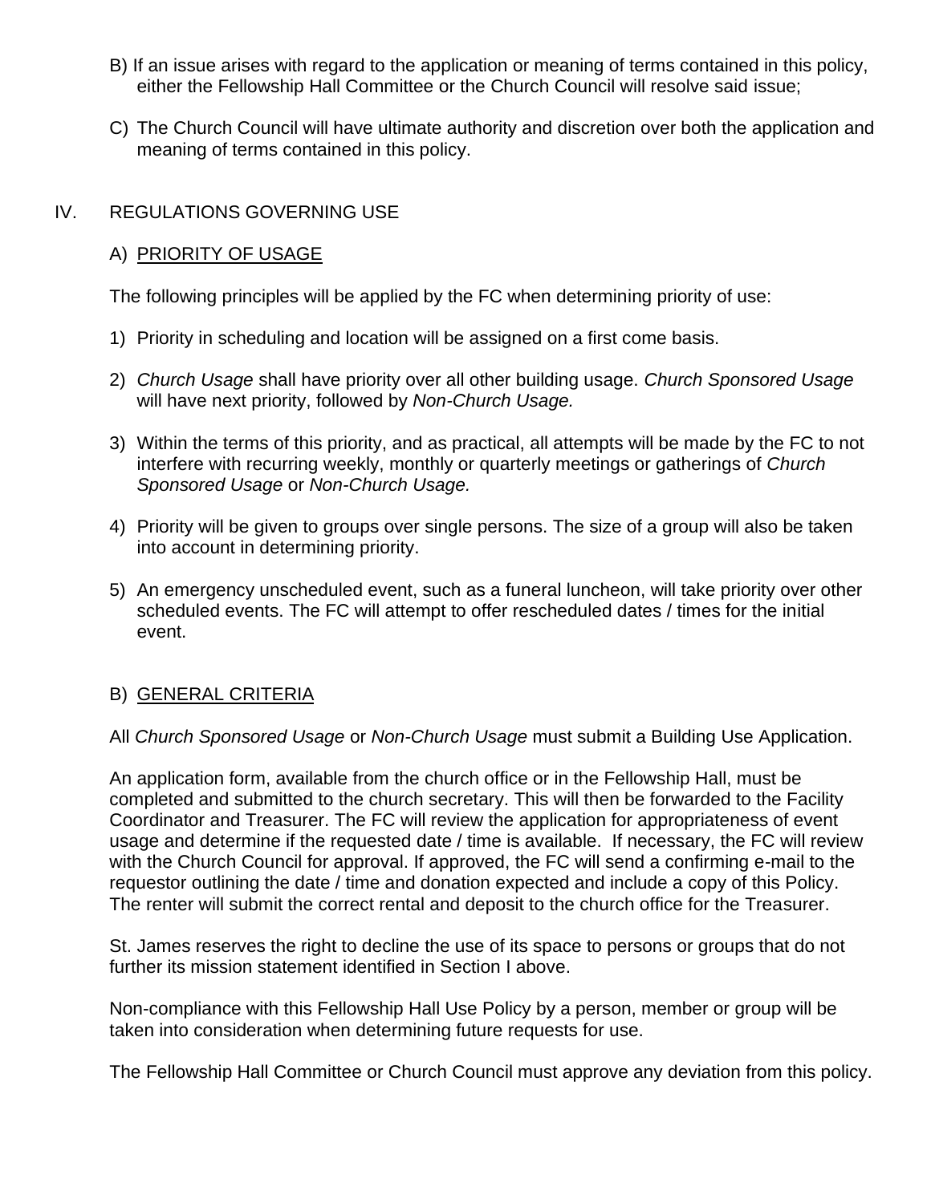B) If an issue arises with regard to the application or meaning of terms contained in this policy, either the Fellowship Hall Committee or the Church Council will resolve said issue;

C) The Church Council will have ultimate authority and discretion over both the application and meaning of terms contained in this policy.

## IV. REGULATIONS GOVERNING USE

### A) PRIORITY OF USAGE

The following principles will be applied by the FC when determining priority of use:

1) Priority in scheduling and location will be assigned on a first come basis.

2) *Church Usage* shall have priority over all other building usage. *Church Sponsored Usage* will have next priority, followed by *Non-Church Usage.*

3) Within the terms of this priority, and as practical, all attempts will be made by the FC to not interfere with recurring weekly, monthly or quarterly meetings or gatherings of *Church Sponsored Usage* or *Non-Church Usage.*

4) Priority will be given to groups over single persons. The size of a group will also be taken into account in determining priority.

5) An emergency unscheduled event, such as a funeral luncheon, will take priority over other scheduled events. The FC will attempt to offer rescheduled dates / times for the initial event.

### B) GENERAL CRITERIA

All *Church Sponsored Usage* or *Non-Church Usage* must submit a Building Use Application.

An application form, available from the church office or in the Fellowship Hall, must be completed and submitted to the church secretary. This will then be forwarded to the Facility Coordinator and Treasurer. The FC will review the application for appropriateness of event usage and determine if the requested date / time is available. If necessary, the FC will review with the Church Council for approval. If approved, the FC will send a confirming e-mail to the requestor outlining the date / time and donation expected and include a copy of this Policy. The renter will submit the correct rental and deposit to the church office for the Treasurer.

St. James reserves the right to decline the use of its space to persons or groups that do not further its mission statement identified in Section I above.

Non-compliance with this Fellowship Hall Use Policy by a person, member or group will be taken into consideration when determining future requests for use.

The Fellowship Hall Committee or Church Council must approve any deviation from this policy.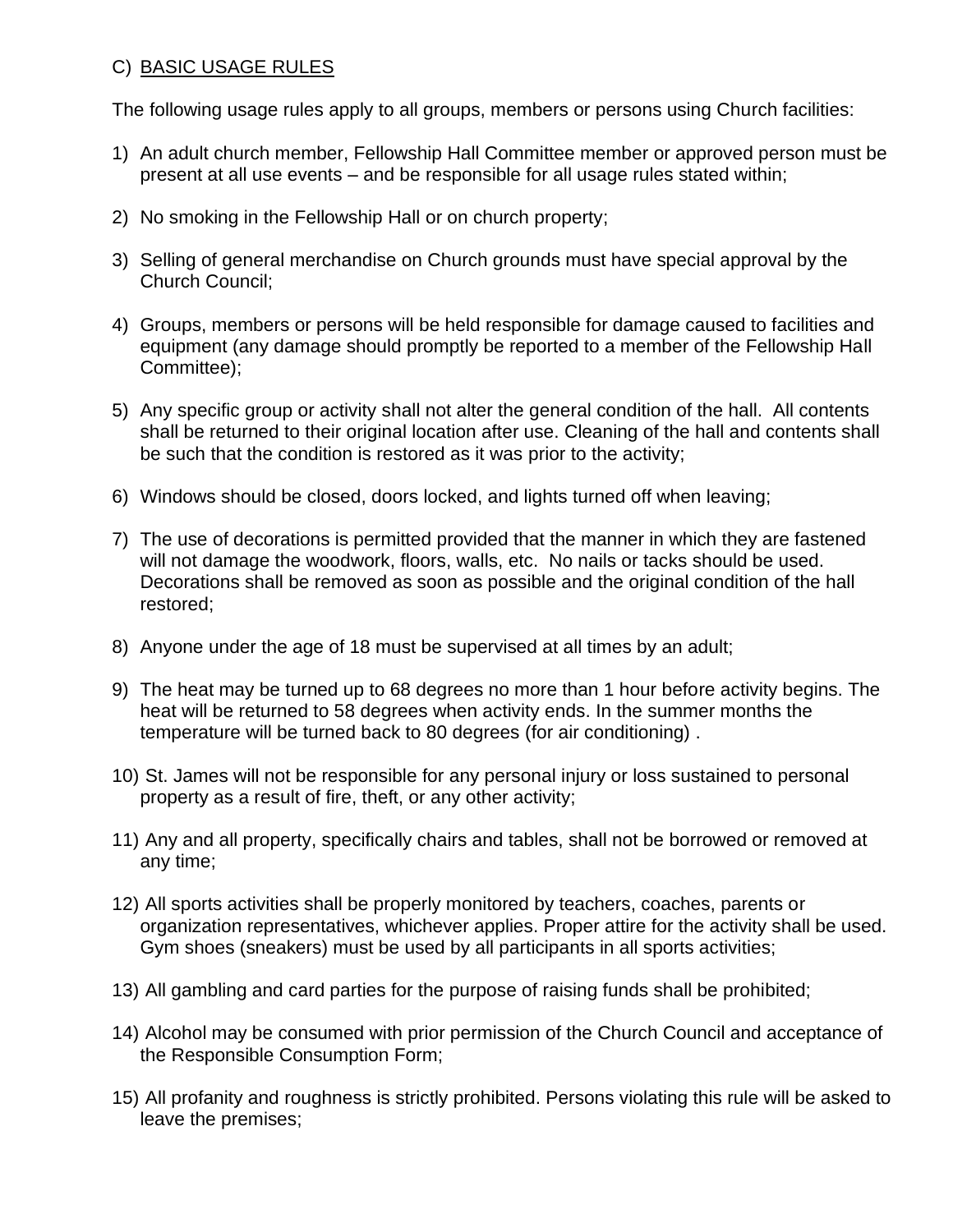C) <u>BASIC USAGE RULES</u>

The following usage rules apply to all groups, members or persons using Church facilities:

1) An adult church member, Fellowship Hall Committee member or approved person must be present at all use events – and be responsible for all usage rules stated within;

2) No smoking in the Fellowship Hall or on church property;

3) Selling of general merchandise on Church grounds must have special approval by the Church Council;

4) Groups, members or persons will be held responsible for damage caused to facilities and equipment (any damage should promptly be reported to a member of the Fellowship Hall Committee);

5) Any specific group or activity shall not alter the general condition of the hall. All contents shall be returned to their original location after use. Cleaning of the hall and contents shall be such that the condition is restored as it was prior to the activity;

6) Windows should be closed, doors locked, and lights turned off when leaving;

7) The use of decorations is permitted provided that the manner in which they are fastened will not damage the woodwork, floors, walls, etc. No nails or tacks should be used. Decorations shall be removed as soon as possible and the original condition of the hall restored;

8) Anyone under the age of 18 must be supervised at all times by an adult;

9) The heat may be turned up to 68 degrees no more than 1 hour before activity begins. The heat will be returned to 58 degrees when activity ends. In the summer months the temperature will be turned back to 80 degrees (for air conditioning) .

10) St. James will not be responsible for any personal injury or loss sustained to personal property as a result of fire, theft, or any other activity;

11) Any and all property, specifically chairs and tables, shall not be borrowed or removed at any time;

12) All sports activities shall be properly monitored by teachers, coaches, parents or organization representatives, whichever applies. Proper attire for the activity shall be used. Gym shoes (sneakers) must be used by all participants in all sports activities;

13) All gambling and card parties for the purpose of raising funds shall be prohibited;

14) Alcohol may be consumed with prior permission of the Church Council and acceptance of the Responsible Consumption Form;

15) All profanity and roughness is strictly prohibited. Persons violating this rule will be asked to leave the premises;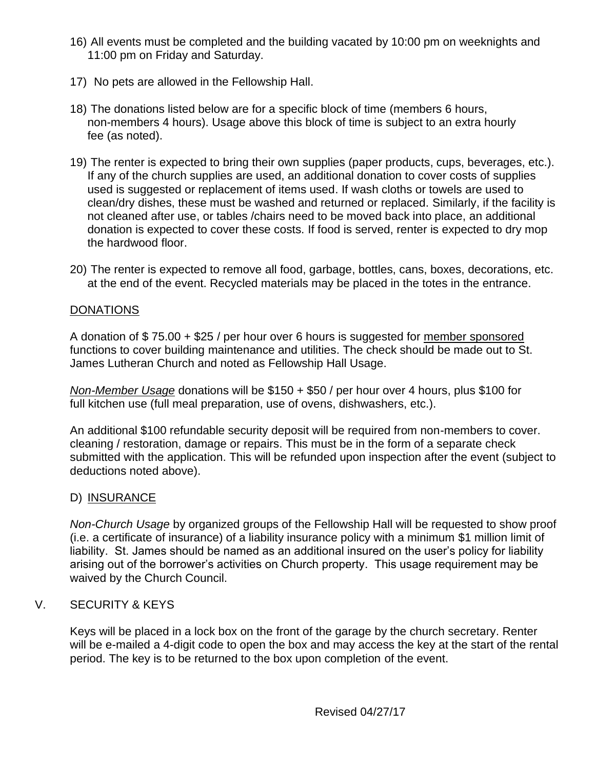16) All events must be completed and the building vacated by 10:00 pm on weeknights and 11:00 pm on Friday and Saturday.

17) No pets are allowed in the Fellowship Hall.

18) The donations listed below are for a specific block of time (members 6 hours, non-members 4 hours). Usage above this block of time is subject to an extra hourly fee (as noted).

19) The renter is expected to bring their own supplies (paper products, cups, beverages, etc.). If any of the church supplies are used, an additional donation to cover costs of supplies used is suggested or replacement of items used. If wash cloths or towels are used to clean/dry dishes, these must be washed and returned or replaced. Similarly, if the facility is not cleaned after use, or tables /chairs need to be moved back into place, an additional donation is expected to cover these costs. If food is served, renter is expected to dry mop the hardwood floor.

20) The renter is expected to remove all food, garbage, bottles, cans, boxes, decorations, etc. at the end of the event. Recycled materials may be placed in the totes in the entrance.

DONATIONS

A donation of $ 75.00 + $25 / per hour over 6 hours is suggested for member sponsored functions to cover building maintenance and utilities. The check should be made out to St. James Lutheran Church and noted as Fellowship Hall Usage.

*Non-Member Usage* donations will be $150 + $50 / per hour over 4 hours, plus $100 for full kitchen use (full meal preparation, use of ovens, dishwashers, etc.).

An additional $100 refundable security deposit will be required from non-members to cover. cleaning / restoration, damage or repairs. This must be in the form of a separate check submitted with the application. This will be refunded upon inspection after the event (subject to deductions noted above).

D) INSURANCE

*Non-Church Usage* by organized groups of the Fellowship Hall will be requested to show proof (i.e. a certificate of insurance) of a liability insurance policy with a minimum $1 million limit of liability. St. James should be named as an additional insured on the user's policy for liability arising out of the borrower's activities on Church property. This usage requirement may be waived by the Church Council.

V. SECURITY & KEYS

Keys will be placed in a lock box on the front of the garage by the church secretary. Renter will be e-mailed a 4-digit code to open the box and may access the key at the start of the rental period. The key is to be returned to the box upon completion of the event.

Revised 04/27/17